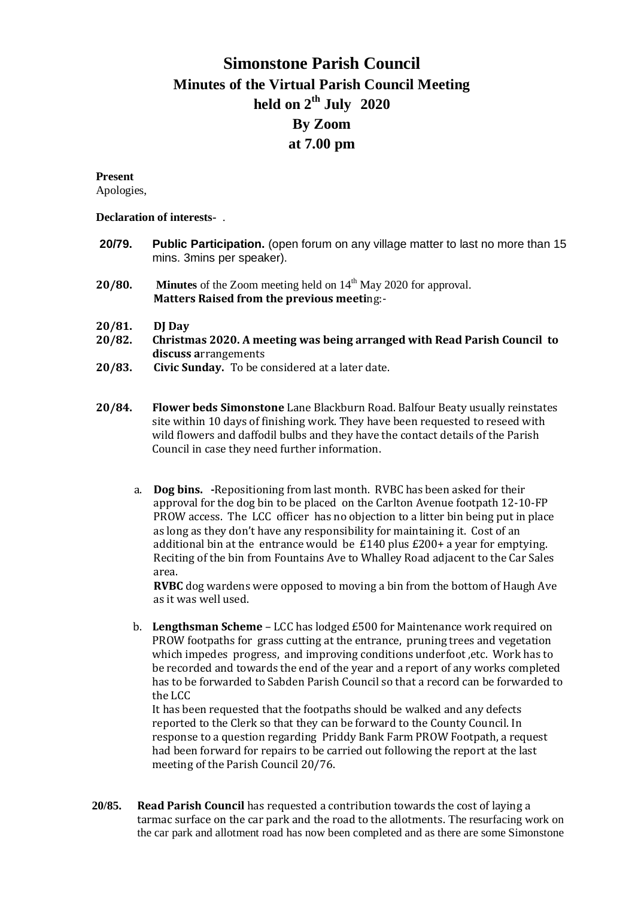# Simonstone Parish Council

## Minutes of the Virtual Parish Council Meeting held on 2nd July 2020 By Zoom at 7.00 pm

**Present**

Apologies,

**Declaration of interests-** .

**20/79.** **Public Participation.** (open forum on any village matter to last no more than 15 mins. 3mins per speaker).

**20/80.** **Minutes** of the Zoom meeting held on 14th May 2020 for approval.
**Matters Raised from the previous meeti**ng:-

**20/81.** **DJ Day**

**20/82.** **Christmas 2020. A meeting was being arranged with Read Parish Council to discuss a**rrangements

**20/83.** **Civic Sunday.** To be considered at a later date.

**20/84.** **Flower beds Simonstone** Lane Blackburn Road. Balfour Beaty usually reinstates site within 10 days of finishing work. They have been requested to reseed with wild flowers and daffodil bulbs and they have the contact details of the Parish Council in case they need further information.

a. **Dog bins. -**Repositioning from last month. RVBC has been asked for their approval for the dog bin to be placed on the Carlton Avenue footpath 12-10-FP PROW access. The LCC officer has no objection to a litter bin being put in place as long as they don't have any responsibility for maintaining it. Cost of an additional bin at the entrance would be £140 plus £200+ a year for emptying. Reciting of the bin from Fountains Ave to Whalley Road adjacent to the Car Sales area.
**RVBC** dog wardens were opposed to moving a bin from the bottom of Haugh Ave as it was well used.

b. **Lengthsman Scheme** – LCC has lodged £500 for Maintenance work required on PROW footpaths for grass cutting at the entrance, pruning trees and vegetation which impedes progress, and improving conditions underfoot ,etc. Work has to be recorded and towards the end of the year and a report of any works completed has to be forwarded to Sabden Parish Council so that a record can be forwarded to the LCC
It has been requested that the footpaths should be walked and any defects reported to the Clerk so that they can be forward to the County Council. In response to a question regarding Priddy Bank Farm PROW Footpath, a request had been forward for repairs to be carried out following the report at the last meeting of the Parish Council 20/76.

**20/85.** **Read Parish Council** has requested a contribution towards the cost of laying a tarmac surface on the car park and the road to the allotments. The resurfacing work on the car park and allotment road has now been completed and as there are some Simonstone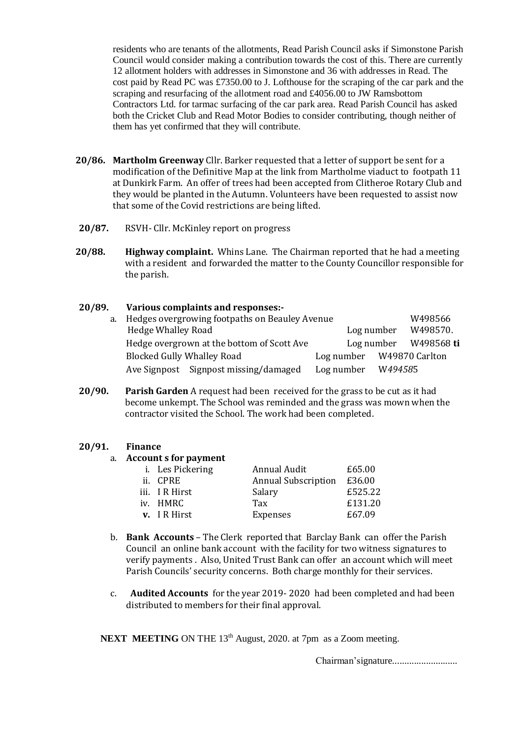residents who are tenants of the allotments, Read Parish Council asks if Simonstone Parish Council would consider making a contribution towards the cost of this. There are currently 12 allotment holders with addresses in Simonstone and 36 with addresses in Read. The cost paid by Read PC was £7350.00 to J. Lofthouse for the scraping of the car park and the scraping and resurfacing of the allotment road and £4056.00 to JW Ramsbottom Contractors Ltd. for tarmac surfacing of the car park area. Read Parish Council has asked both the Cricket Club and Read Motor Bodies to consider contributing, though neither of them has yet confirmed that they will contribute.

**20/86. Martholm Greenway** Cllr. Barker requested that a letter of support be sent for a modification of the Definitive Map at the link from Martholme viaduct to footpath 11 at Dunkirk Farm. An offer of trees had been accepted from Clitheroe Rotary Club and they would be planted in the Autumn. Volunteers have been requested to assist now that some of the Covid restrictions are being lifted.

**20/87.** RSVH- Cllr. McKinley report on progress

**20/88. Highway complaint.** Whins Lane. The Chairman reported that he had a meeting with a resident and forwarded the matter to the County Councillor responsible for the parish.

**20/89. Various complaints and responses:-**

a. Hedges overgrowing footpaths on Beauley Avenue W498566
Hedge Whalley Road Log number W498570.
Hedge overgrown at the bottom of Scott Ave Log number W498568 **ti**
Blocked Gully Whalley Road Log number W49870 Carlton
Ave Signpost Signpost missing/damaged Log number W*49458*5

**20/90. Parish Garden** A request had been received for the grass to be cut as it had become unkempt. The School was reminded and the grass was mown when the contractor visited the School. The work had been completed.

**20/91. Finance**

a. **Account s for payment**

| | | |
|---|---|---|
| i. Les Pickering | Annual Audit | £65.00 |
| ii. CPRE | Annual Subscription | £36.00 |
| iii. I R Hirst | Salary | £525.22 |
| iv. HMRC | Tax | £131.20 |
| **v.** I R Hirst | Expenses | £67.09 |

b. **Bank Accounts** – The Clerk reported that Barclay Bank can offer the Parish Council an online bank account with the facility for two witness signatures to verify payments . Also, United Trust Bank can offer an account which will meet Parish Councils' security concerns. Both charge monthly for their services.

c. **Audited Accounts** for the year 2019- 2020 had been completed and had been distributed to members for their final approval.

**NEXT MEETING** ON THE 13th August, 2020. at 7pm as a Zoom meeting.

Chairman'signature..........................